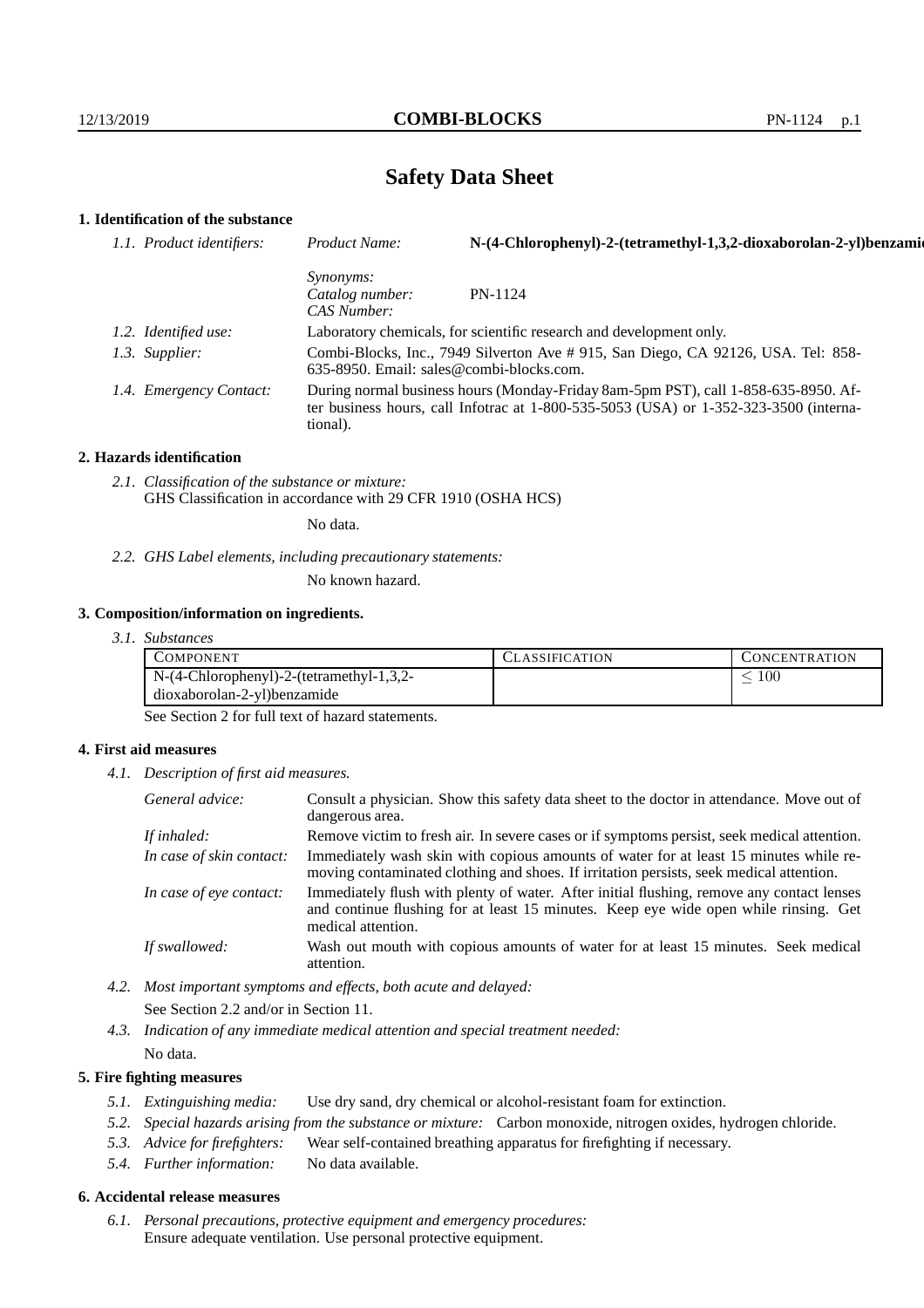# Safety Data Sheet

## 1. Identification of the substance

*1.1. Product identifiers:*

*Product Name:* **N-(4-Chlorophenyl)-2-(tetramethyl-1,3,2-dioxaborolan-2-yl)benzamide**

*Synonyms:*

*Catalog number:* PN-1124

*CAS Number:*

*1.2. Identified use:* Laboratory chemicals, for scientific research and development only.

*1.3. Supplier:* Combi-Blocks, Inc., 7949 Silverton Ave # 915, San Diego, CA 92126, USA. Tel: 858-635-8950. Email: sales@combi-blocks.com.

*1.4. Emergency Contact:* During normal business hours (Monday-Friday 8am-5pm PST), call 1-858-635-8950. After business hours, call Infotrac at 1-800-535-5053 (USA) or 1-352-323-3500 (international).

## 2. Hazards identification

*2.1. Classification of the substance or mixture:*
GHS Classification in accordance with 29 CFR 1910 (OSHA HCS)

No data.

*2.2. GHS Label elements, including precautionary statements:*

No known hazard.

## 3. Composition/information on ingredients.

*3.1. Substances*

| COMPONENT | CLASSIFICATION | CONCENTRATION |
|---|---|---|
| N-(4-Chlorophenyl)-2-(tetramethyl-1,3,2-dioxaborolan-2-yl)benzamide | | $\leq$ 100 |

See Section 2 for full text of hazard statements.

## 4. First aid measures

*4.1. Description of first aid measures.*

*General advice:* Consult a physician. Show this safety data sheet to the doctor in attendance. Move out of dangerous area.

*If inhaled:* Remove victim to fresh air. In severe cases or if symptoms persist, seek medical attention.

*In case of skin contact:* Immediately wash skin with copious amounts of water for at least 15 minutes while removing contaminated clothing and shoes. If irritation persists, seek medical attention.

*In case of eye contact:* Immediately flush with plenty of water. After initial flushing, remove any contact lenses and continue flushing for at least 15 minutes. Keep eye wide open while rinsing. Get medical attention.

*If swallowed:* Wash out mouth with copious amounts of water for at least 15 minutes. Seek medical attention.

*4.2. Most important symptoms and effects, both acute and delayed:*

See Section 2.2 and/or in Section 11.

*4.3. Indication of any immediate medical attention and special treatment needed:*

No data.

## 5. Fire fighting measures

*5.1. Extinguishing media:* Use dry sand, dry chemical or alcohol-resistant foam for extinction.

*5.2. Special hazards arising from the substance or mixture:* Carbon monoxide, nitrogen oxides, hydrogen chloride.

*5.3. Advice for firefighters:* Wear self-contained breathing apparatus for firefighting if necessary.

*5.4. Further information:* No data available.

## 6. Accidental release measures

*6.1. Personal precautions, protective equipment and emergency procedures:*
Ensure adequate ventilation. Use personal protective equipment.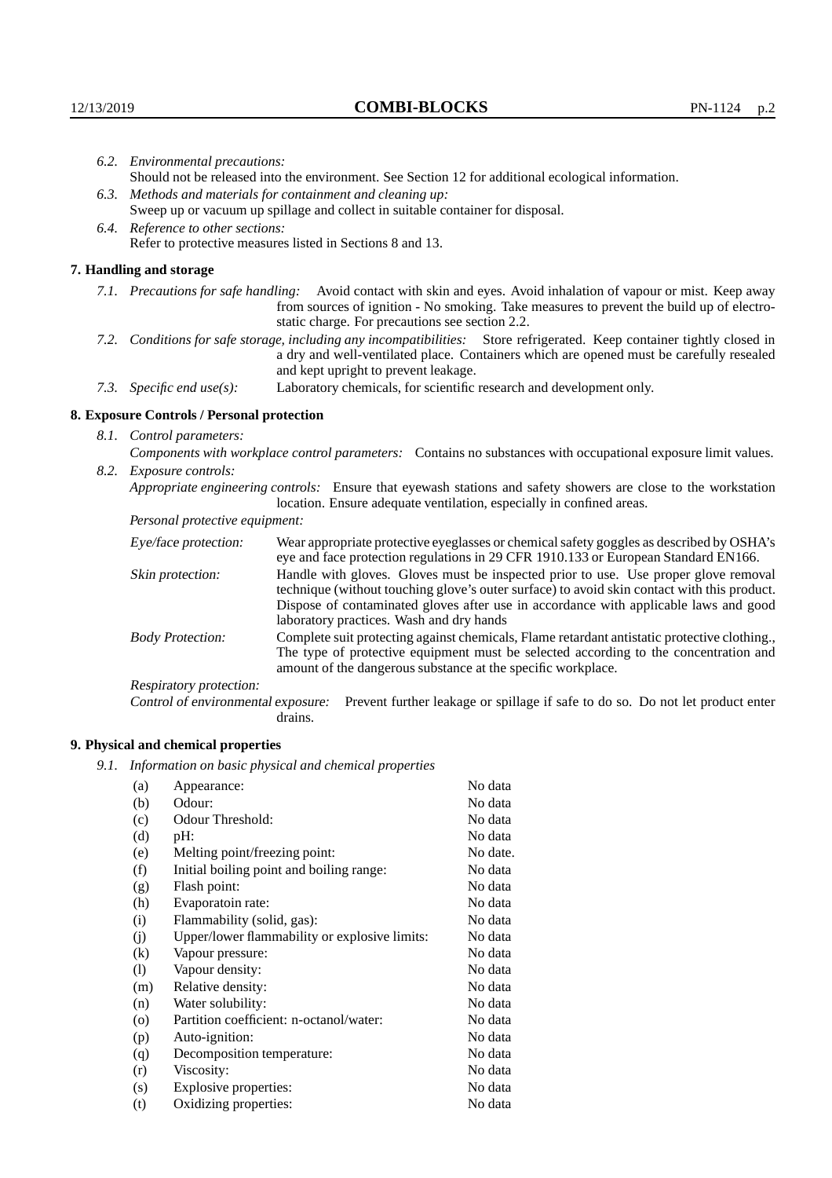*6.2. Environmental precautions:*
Should not be released into the environment. See Section 12 for additional ecological information.

*6.3. Methods and materials for containment and cleaning up:*
Sweep up or vacuum up spillage and collect in suitable container for disposal.

*6.4. Reference to other sections:*
Refer to protective measures listed in Sections 8 and 13.

## 7. Handling and storage

*7.1. Precautions for safe handling:* Avoid contact with skin and eyes. Avoid inhalation of vapour or mist. Keep away from sources of ignition - No smoking. Take measures to prevent the build up of electrostatic charge. For precautions see section 2.2.

*7.2. Conditions for safe storage, including any incompatibilities:* Store refrigerated. Keep container tightly closed in a dry and well-ventilated place. Containers which are opened must be carefully resealed and kept upright to prevent leakage.

*7.3. Specific end use(s):* Laboratory chemicals, for scientific research and development only.

## 8. Exposure Controls / Personal protection

*8.1. Control parameters:*

*Components with workplace control parameters:* Contains no substances with occupational exposure limit values.

*8.2. Exposure controls:*

*Appropriate engineering controls:* Ensure that eyewash stations and safety showers are close to the workstation location. Ensure adequate ventilation, especially in confined areas.

*Personal protective equipment:*

*Eye/face protection:* Wear appropriate protective eyeglasses or chemical safety goggles as described by OSHA's eye and face protection regulations in 29 CFR 1910.133 or European Standard EN166.

*Skin protection:* Handle with gloves. Gloves must be inspected prior to use. Use proper glove removal technique (without touching glove's outer surface) to avoid skin contact with this product. Dispose of contaminated gloves after use in accordance with applicable laws and good laboratory practices. Wash and dry hands

*Body Protection:* Complete suit protecting against chemicals, Flame retardant antistatic protective clothing., The type of protective equipment must be selected according to the concentration and amount of the dangerous substance at the specific workplace.

*Respiratory protection:*

*Control of environmental exposure:* Prevent further leakage or spillage if safe to do so. Do not let product enter drains.

## 9. Physical and chemical properties

*9.1. Information on basic physical and chemical properties*

| | | |
|---|---|---|
| (a) | Appearance: | No data |
| (b) | Odour: | No data |
| (c) | Odour Threshold: | No data |
| (d) | pH: | No data |
| (e) | Melting point/freezing point: | No date. |
| (f) | Initial boiling point and boiling range: | No data |
| (g) | Flash point: | No data |
| (h) | Evaporatoin rate: | No data |
| (i) | Flammability (solid, gas): | No data |
| (j) | Upper/lower flammability or explosive limits: | No data |
| (k) | Vapour pressure: | No data |
| (l) | Vapour density: | No data |
| (m) | Relative density: | No data |
| (n) | Water solubility: | No data |
| (o) | Partition coefficient: n-octanol/water: | No data |
| (p) | Auto-ignition: | No data |
| (q) | Decomposition temperature: | No data |
| (r) | Viscosity: | No data |
| (s) | Explosive properties: | No data |
| (t) | Oxidizing properties: | No data |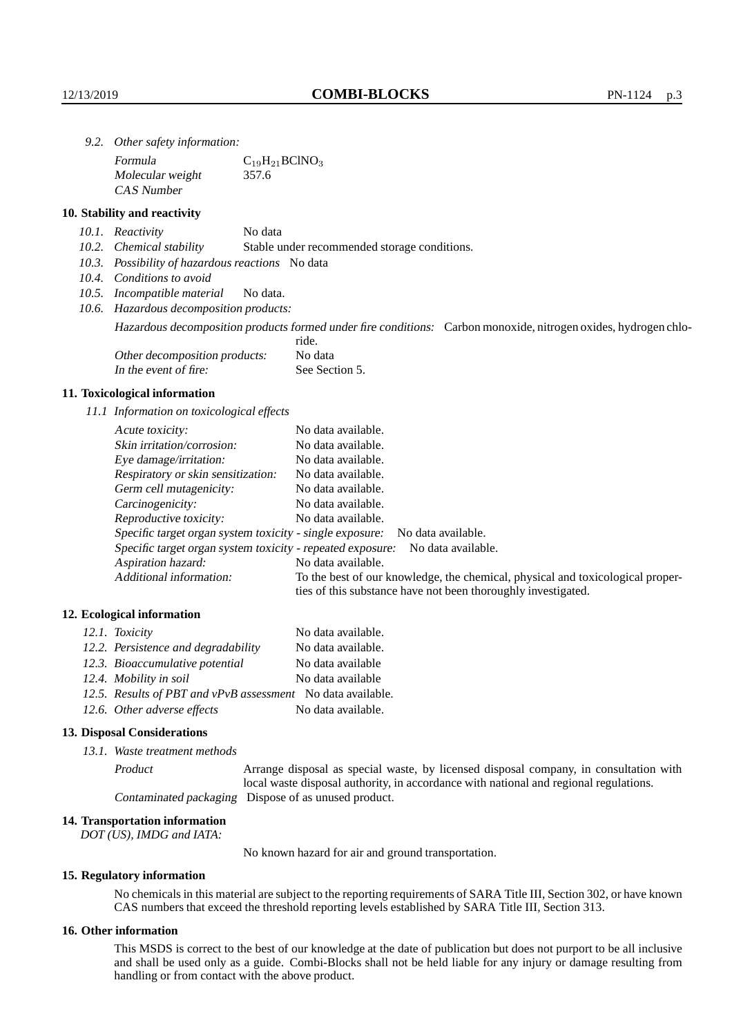*9.2. Other safety information:*

| | |
|---|---|
| *Formula* | $C_{19}H_{21}BClNO_3$ |
| *Molecular weight* | 357.6 |
| *CAS Number* | |

### 10. Stability and reactivity

*10.1. Reactivity* No data

*10.2. Chemical stability* Stable under recommended storage conditions.

*10.3. Possibility of hazardous reactions* No data

*10.4. Conditions to avoid*

*10.5. Incompatible material* No data.

*10.6. Hazardous decomposition products:*

*Hazardous decomposition products formed under fire conditions:* Carbon monoxide, nitrogen oxides, hydrogen chloride.

| | |
|---|---|
| *Other decomposition products:* | No data |
| *In the event of fire:* | See Section 5. |

### 11. Toxicological information

*11.1 Information on toxicological effects*

| | |
|---|---|
| *Acute toxicity:* | No data available. |
| *Skin irritation/corrosion:* | No data available. |
| *Eye damage/irritation:* | No data available. |
| *Respiratory or skin sensitization:* | No data available. |
| *Germ cell mutagenicity:* | No data available. |
| *Carcinogenicity:* | No data available. |
| *Reproductive toxicity:* | No data available. |
| *Specific target organ system toxicity - single exposure:* | No data available. |
| *Specific target organ system toxicity - repeated exposure:* | No data available. |
| *Aspiration hazard:* | No data available. |
| *Additional information:* | To the best of our knowledge, the chemical, physical and toxicological properties of this substance have not been thoroughly investigated. |

### 12. Ecological information

| | |
|---|---|
| *12.1. Toxicity* | No data available. |
| *12.2. Persistence and degradability* | No data available. |
| *12.3. Bioaccumulative potential* | No data available |
| *12.4. Mobility in soil* | No data available |
| *12.5. Results of PBT and vPvB assessment* | No data available. |
| *12.6. Other adverse effects* | No data available. |

### 13. Disposal Considerations

*13.1. Waste treatment methods*

*Product* Arrange disposal as special waste, by licensed disposal company, in consultation with local waste disposal authority, in accordance with national and regional regulations.

*Contaminated packaging* Dispose of as unused product.

### 14. Transportation information

*DOT (US), IMDG and IATA:*

No known hazard for air and ground transportation.

### 15. Regulatory information

No chemicals in this material are subject to the reporting requirements of SARA Title III, Section 302, or have known CAS numbers that exceed the threshold reporting levels established by SARA Title III, Section 313.

### 16. Other information

This MSDS is correct to the best of our knowledge at the date of publication but does not purport to be all inclusive and shall be used only as a guide. Combi-Blocks shall not be held liable for any injury or damage resulting from handling or from contact with the above product.